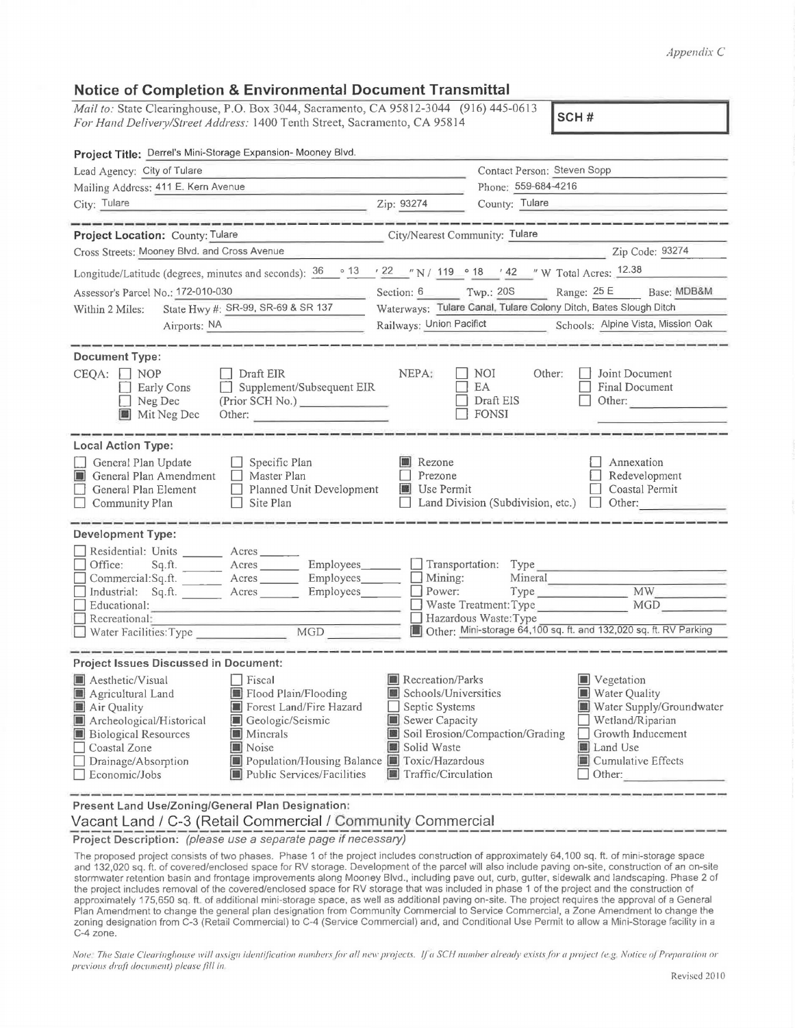*Appendix C*

## Notice of Completion & Environmental Document Transmittal

*Mail to:* State Clearinghouse, P.O. Box 3044, Sacramento, CA 95812-3044 (916) 445-0613
*For Hand Delivery/Street Address:* 1400 Tenth Street, Sacramento, CA 95814

**SCH #**

**Project Title:** Derrel's Mini-Storage Expansion- Mooney Blvd.

Lead Agency: City of Tulare
Contact Person: Steven Sopp
Mailing Address: 411 E. Kern Avenue
Phone: 559-684-4216
City: Tulare
Zip: 93274
County: Tulare

**Project Location:** County: Tulare
City/Nearest Community: Tulare
Cross Streets: Mooney Blvd. and Cross Avenue
Zip Code: 93274
Longitude/Latitude (degrees, minutes and seconds): 36 ° 13 ' 22 " N / 119 ° 18 ' 42 " W Total Acres: 12.38
Assessor's Parcel No.: 172-010-030
Section: 6 Twp.: 20S Range: 25 E Base: MDB&M
Within 2 Miles: State Hwy #: SR-99, SR-69 & SR 137
Waterways: Tulare Canal, Tulare Colony Ditch, Bates Slough Ditch
Airports: NA
Railways: Union Pacifict
Schools: Alpine Vista, Mission Oak

**Document Type:**

CEQA:
- [ ] NOP
- [ ] Early Cons
- [ ] Neg Dec
- [x] Mit Neg Dec
- [ ] Draft EIR
- [ ] Supplement/Subsequent EIR (Prior SCH No.) ______
- Other: ______

NEPA:
- [ ] NOI
- [ ] EA
- [ ] Draft EIS
- [ ] FONSI

Other:
- [ ] Joint Document
- [ ] Final Document
- [ ] Other: ______

**Local Action Type:**

- [ ] General Plan Update
- [x] General Plan Amendment
- [ ] General Plan Element
- [ ] Community Plan
- [ ] Specific Plan
- [ ] Master Plan
- [ ] Planned Unit Development
- [ ] Site Plan
- [x] Rezone
- [ ] Prezone
- [x] Use Permit
- [ ] Land Division (Subdivision, etc.)
- [ ] Annexation
- [ ] Redevelopment
- [ ] Coastal Permit
- [ ] Other: ______

**Development Type:**

- [ ] Residential: Units ______ Acres ______
- [ ] Office: Sq.ft. ______ Acres ______ Employees ______
- [ ] Commercial: Sq.ft. ______ Acres ______ Employees ______
- [ ] Industrial: Sq.ft. ______ Acres ______ Employees ______
- [ ] Educational: ______
- [ ] Recreational: ______
- [ ] Water Facilities: Type ______ MGD ______
- [ ] Transportation: Type ______
- [ ] Mining: Mineral ______
- [ ] Power: Type ______ MW ______
- [ ] Waste Treatment: Type ______ MGD ______
- [ ] Hazardous Waste: Type ______
- [x] Other: Mini-storage 64,100 sq. ft. and 132,020 sq. ft. RV Parking

**Project Issues Discussed in Document:**

- [x] Aesthetic/Visual
- [x] Agricultural Land
- [x] Air Quality
- [x] Archeological/Historical
- [x] Biological Resources
- [ ] Coastal Zone
- [ ] Drainage/Absorption
- [ ] Economic/Jobs
- [ ] Fiscal
- [x] Flood Plain/Flooding
- [x] Forest Land/Fire Hazard
- [x] Geologic/Seismic
- [x] Minerals
- [x] Noise
- [x] Population/Housing Balance
- [x] Public Services/Facilities
- [x] Recreation/Parks
- [x] Schools/Universities
- [ ] Septic Systems
- [x] Sewer Capacity
- [x] Soil Erosion/Compaction/Grading
- [x] Solid Waste
- [x] Toxic/Hazardous
- [x] Traffic/Circulation
- [x] Vegetation
- [x] Water Quality
- [x] Water Supply/Groundwater
- [ ] Wetland/Riparian
- [ ] Growth Inducement
- [x] Land Use
- [x] Cumulative Effects
- [ ] Other: ______

**Present Land Use/Zoning/General Plan Designation:**

Vacant Land / C-3 (Retail Commercial / Community Commercial

**Project Description:** *(please use a separate page if necessary)*

The proposed project consists of two phases. Phase 1 of the project includes construction of approximately 64,100 sq. ft. of mini-storage space and 132,020 sq. ft. of covered/enclosed space for RV storage. Development of the parcel will also include paving on-site, construction of an on-site stormwater retention basin and frontage improvements along Mooney Blvd., including pave out, curb, gutter, sidewalk and landscaping. Phase 2 of the project includes removal of the covered/enclosed space for RV storage that was included in phase 1 of the project and the construction of approximately 175,650 sq. ft. of additional mini-storage space, as well as additional paving on-site. The project requires the approval of a General Plan Amendment to change the general plan designation from Community Commercial to Service Commercial, a Zone Amendment to change the zoning designation from C-3 (Retail Commercial) to C-4 (Service Commercial) and, and Conditional Use Permit to allow a Mini-Storage facility in a C-4 zone.

*Note: The State Clearinghouse will assign identification numbers for all new projects. If a SCH number already exists for a project (e.g. Notice of Preparation or previous draft document) please fill in.*

Revised 2010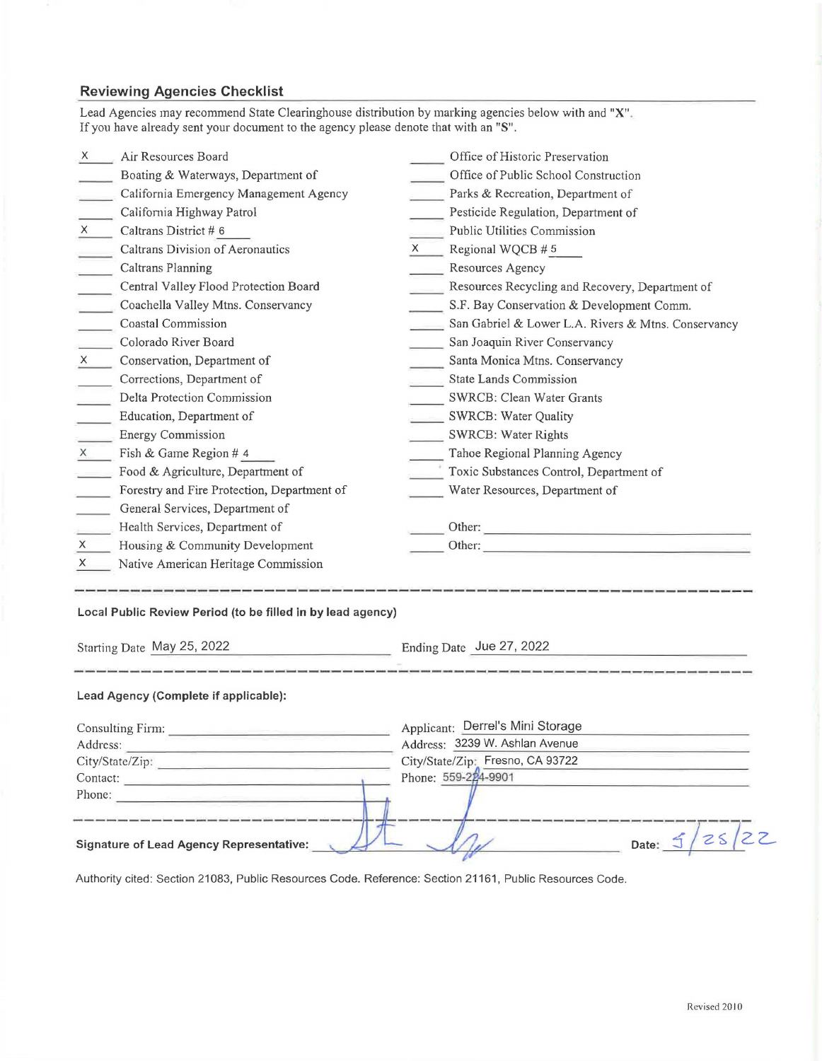## Reviewing Agencies Checklist

Lead Agencies may recommend State Clearinghouse distribution by marking agencies below with and "X".
If you have already sent your document to the agency please denote that with an "S".

| | | | |
|---|---|---|---|
| X | Air Resources Board | | Office of Historic Preservation |
| | Boating & Waterways, Department of | | Office of Public School Construction |
| | California Emergency Management Agency | | Parks & Recreation, Department of |
| | California Highway Patrol | | Pesticide Regulation, Department of |
| X | Caltrans District # 6 | | Public Utilities Commission |
| | Caltrans Division of Aeronautics | X | Regional WQCB # 5 |
| | Caltrans Planning | | Resources Agency |
| | Central Valley Flood Protection Board | | Resources Recycling and Recovery, Department of |
| | Coachella Valley Mtns. Conservancy | | S.F. Bay Conservation & Development Comm. |
| | Coastal Commission | | San Gabriel & Lower L.A. Rivers & Mtns. Conservancy |
| | Colorado River Board | | San Joaquin River Conservancy |
| X | Conservation, Department of | | Santa Monica Mtns. Conservancy |
| | Corrections, Department of | | State Lands Commission |
| | Delta Protection Commission | | SWRCB: Clean Water Grants |
| | Education, Department of | | SWRCB: Water Quality |
| | Energy Commission | | SWRCB: Water Rights |
| X | Fish & Game Region # 4 | | Tahoe Regional Planning Agency |
| | Food & Agriculture, Department of | | Toxic Substances Control, Department of |
| | Forestry and Fire Protection, Department of | | Water Resources, Department of |
| | General Services, Department of | | |
| | Health Services, Department of | | Other: |
| X | Housing & Community Development | | Other: |
| X | Native American Heritage Commission | | |

---

**Local Public Review Period (to be filled in by lead agency)**

Starting Date May 25, 2022 Ending Date Jue 27, 2022

---

**Lead Agency (Complete if applicable):**

| | |
|---|---|
| Consulting Firm: | Applicant: Derrel's Mini Storage |
| Address: | Address: 3239 W. Ashlan Avenue |
| City/State/Zip: | City/State/Zip: Fresno, CA 93722 |
| Contact: | Phone: 559-224-9901 |
| Phone: | |

---

**Signature of Lead Agency Representative:** [signature] **Date:** 5/25/22

Authority cited: Section 21083, Public Resources Code. Reference: Section 21161, Public Resources Code.

Revised 2010